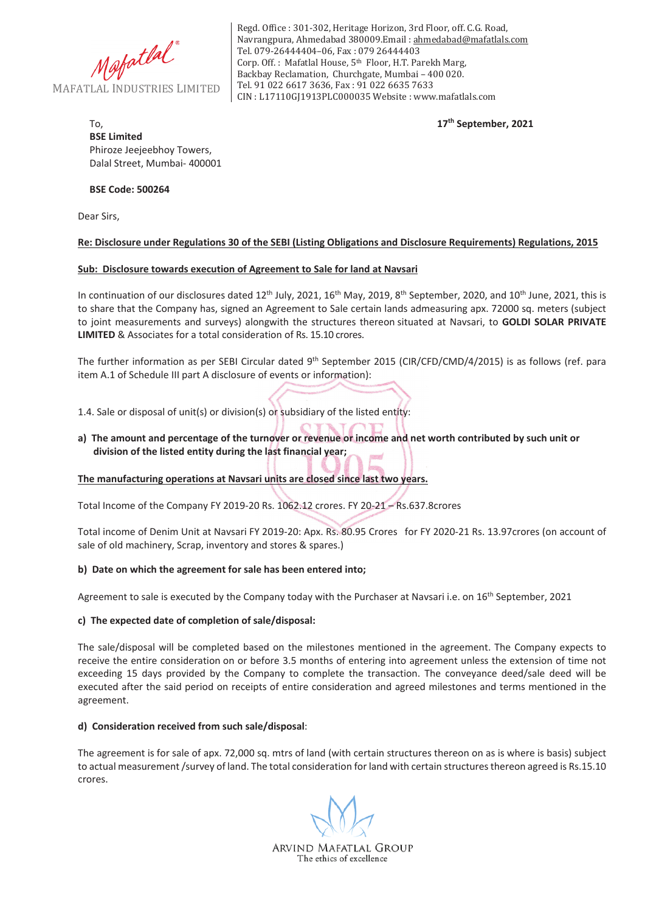**MAFATLAL INDUSTRIES LIMITED**

Regd. Office : 301-302, Heritage Horizon, 3rd Floor, off. C.G. Road, Navrangpura, Ahmedabad 380009.Email : ahmedabad@mafatlals.com
Tel. 079-26444404–06, Fax : 079 26444403
Corp. Off. : Mafatlal House, 5th Floor, H.T. Parekh Marg, Backbay Reclamation, Churchgate, Mumbai – 400 020.
Tel. 91 022 6617 3636, Fax : 91 022 6635 7633
CIN : L17110GJ1913PLC000035 Website : www.mafatlals.com

To,
**BSE Limited**
Phiroze Jeejeebhoy Towers,
Dalal Street, Mumbai- 400001

**17th September, 2021**

**BSE Code: 500264**

Dear Sirs,

**Re: Disclosure under Regulations 30 of the SEBI (Listing Obligations and Disclosure Requirements) Regulations, 2015**

**Sub: Disclosure towards execution of Agreement to Sale for land at Navsari**

In continuation of our disclosures dated 12th July, 2021, 16th May, 2019, 8th September, 2020, and 10th June, 2021, this is to share that the Company has, signed an Agreement to Sale certain lands admeasuring apx. 72000 sq. meters (subject to joint measurements and surveys) alongwith the structures thereon situated at Navsari, to **GOLDI SOLAR PRIVATE LIMITED** & Associates for a total consideration of Rs. 15.10 crores.

The further information as per SEBI Circular dated 9th September 2015 (CIR/CFD/CMD/4/2015) is as follows (ref. para item A.1 of Schedule III part A disclosure of events or information):

1.4. Sale or disposal of unit(s) or division(s) or subsidiary of the listed entity:

**a) The amount and percentage of the turnover or revenue or income and net worth contributed by such unit or division of the listed entity during the last financial year;**

**The manufacturing operations at Navsari units are closed since last two years.**

Total Income of the Company FY 2019-20 Rs. 1062.12 crores. FY 20-21 – Rs.637.8crores

Total income of Denim Unit at Navsari FY 2019-20: Apx. Rs. 80.95 Crores for FY 2020-21 Rs. 13.97crores (on account of sale of old machinery, Scrap, inventory and stores & spares.)

**b) Date on which the agreement for sale has been entered into;**

Agreement to sale is executed by the Company today with the Purchaser at Navsari i.e. on 16th September, 2021

**c) The expected date of completion of sale/disposal:**

The sale/disposal will be completed based on the milestones mentioned in the agreement. The Company expects to receive the entire consideration on or before 3.5 months of entering into agreement unless the extension of time not exceeding 15 days provided by the Company to complete the transaction. The conveyance deed/sale deed will be executed after the said period on receipts of entire consideration and agreed milestones and terms mentioned in the agreement.

**d) Consideration received from such sale/disposal**:

The agreement is for sale of apx. 72,000 sq. mtrs of land (with certain structures thereon on as is where is basis) subject to actual measurement /survey of land. The total consideration for land with certain structures thereon agreed is Rs.15.10 crores.

ARVIND MAFATLAL GROUP
The ethics of excellence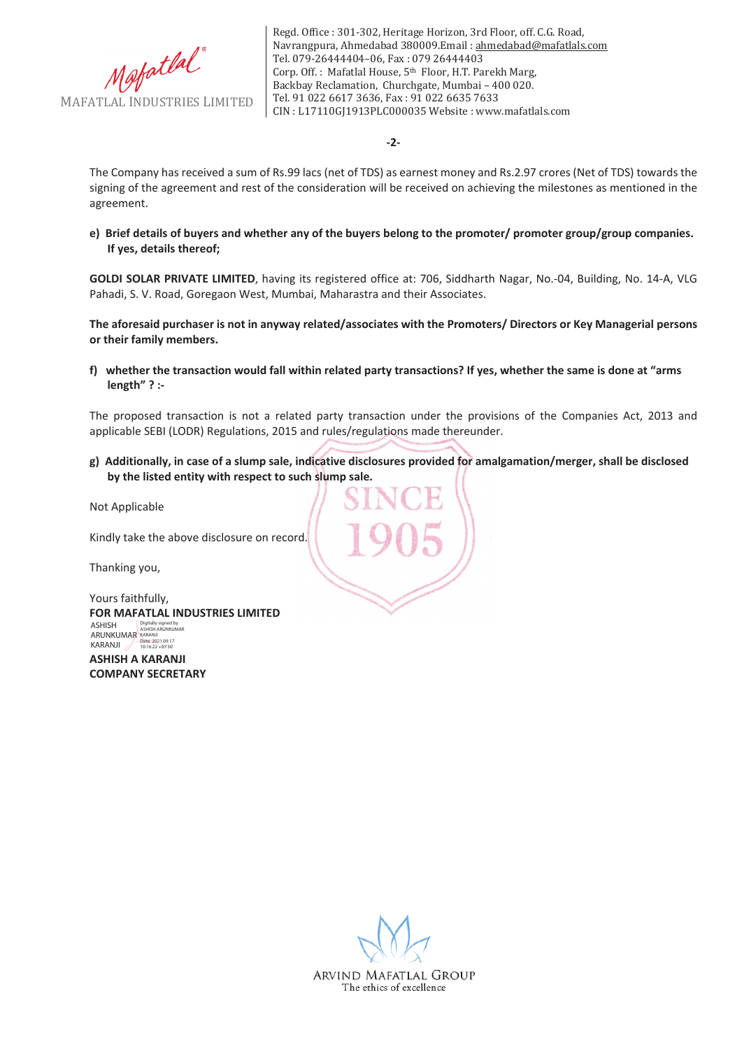The Company has received a sum of Rs.99 lacs (net of TDS) as earnest money and Rs.2.97 crores (Net of TDS) towards the signing of the agreement and rest of the consideration will be received on achieving the milestones as mentioned in the agreement.

**e) Brief details of buyers and whether any of the buyers belong to the promoter/ promoter group/group companies. If yes, details thereof;**

**GOLDI SOLAR PRIVATE LIMITED**, having its registered office at: 706, Siddharth Nagar, No.-04, Building, No. 14-A, VLG Pahadi, S. V. Road, Goregaon West, Mumbai, Maharastra and their Associates.

**The aforesaid purchaser is not in anyway related/associates with the Promoters/ Directors or Key Managerial persons or their family members.**

**f) whether the transaction would fall within related party transactions? If yes, whether the same is done at "arms length" ? :-**

The proposed transaction is not a related party transaction under the provisions of the Companies Act, 2013 and applicable SEBI (LODR) Regulations, 2015 and rules/regulations made thereunder.

**g) Additionally, in case of a slump sale, indicative disclosures provided for amalgamation/merger, shall be disclosed by the listed entity with respect to such slump sale.**

Not Applicable

Kindly take the above disclosure on record.

Thanking you,

Yours faithfully,
**FOR MAFATLAL INDUSTRIES LIMITED**

ASHISH ARUNKUMAR KARANJI
Digitally signed by ASHISH ARUNKUMAR KARANJI
Date: 2021.09.17 10:16:22 +05'30'

**ASHISH A KARANJI**
**COMPANY SECRETARY**